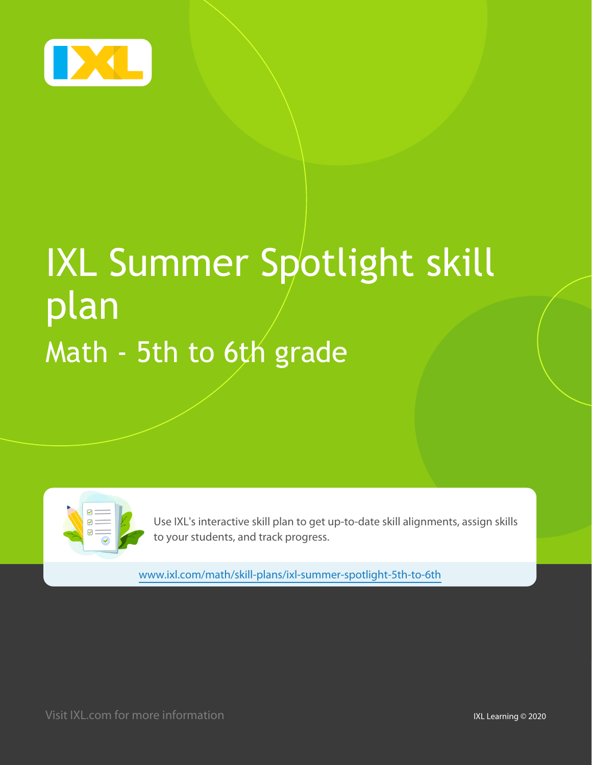# IXL Summer Spotlight skill plan

## Math - 5th to 6th grade

Use IXL's interactive skill plan to get up-to-date skill alignments, assign skills to your students, and track progress.

www.ixl.com/math/skill-plans/ixl-summer-spotlight-5th-to-6th

Visit IXL.com for more information

IXL Learning © 2020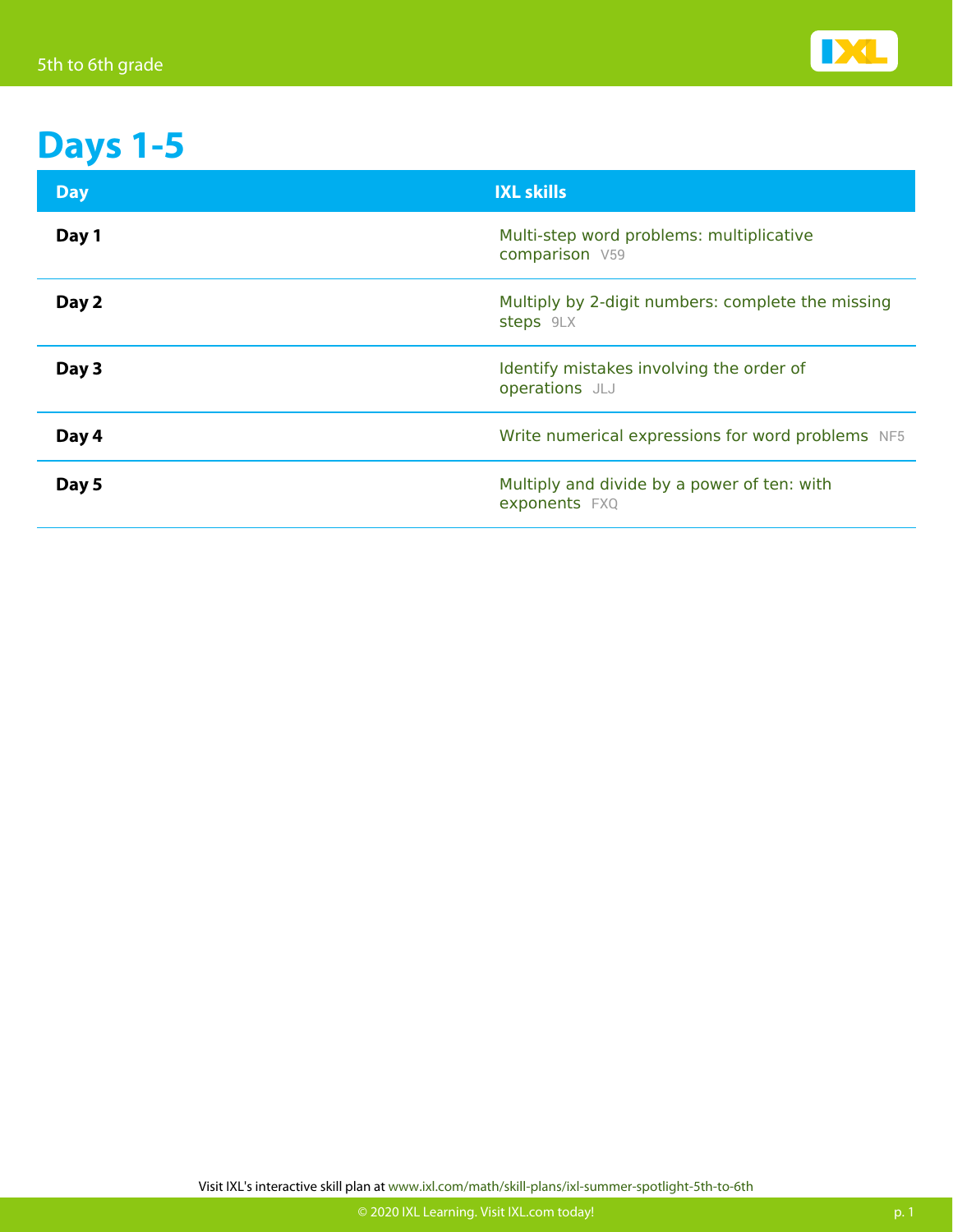# Days 1-5

| Day | IXL skills |
| --- | --- |
| **Day 1** | Multi-step word problems: multiplicative comparison V59 |
| **Day 2** | Multiply by 2-digit numbers: complete the missing steps 9LX |
| **Day 3** | Identify mistakes involving the order of operations JLJ |
| **Day 4** | Write numerical expressions for word problems NF5 |
| **Day 5** | Multiply and divide by a power of ten: with exponents FXQ |

Visit IXL's interactive skill plan at www.ixl.com/math/skill-plans/ixl-summer-spotlight-5th-to-6th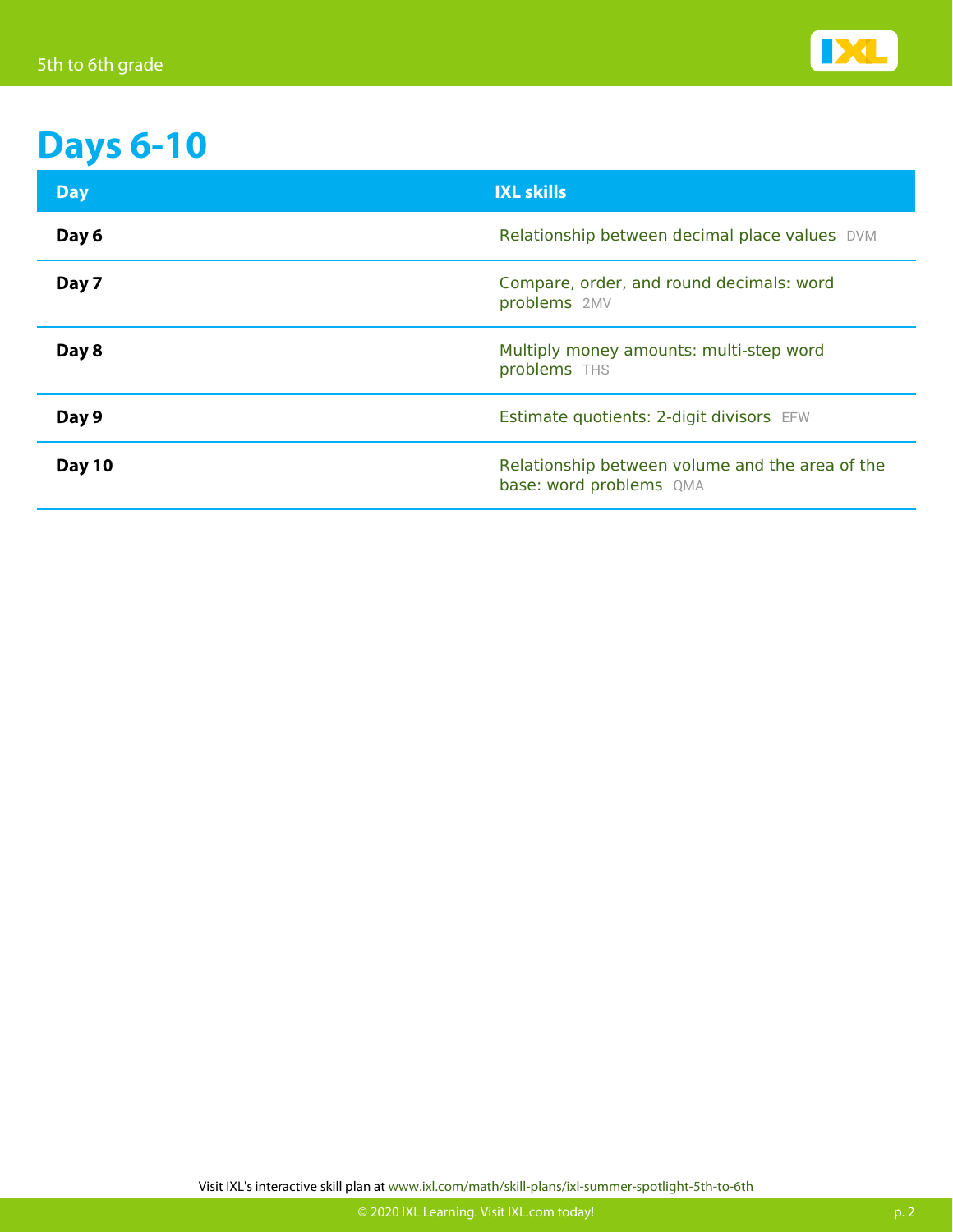# Days 6-10

| Day | IXL skills |
| --- | --- |
| **Day 6** | Relationship between decimal place values DVM |
| **Day 7** | Compare, order, and round decimals: word problems 2MV |
| **Day 8** | Multiply money amounts: multi-step word problems THS |
| **Day 9** | Estimate quotients: 2-digit divisors EFW |
| **Day 10** | Relationship between volume and the area of the base: word problems QMA |

Visit IXL's interactive skill plan at www.ixl.com/math/skill-plans/ixl-summer-spotlight-5th-to-6th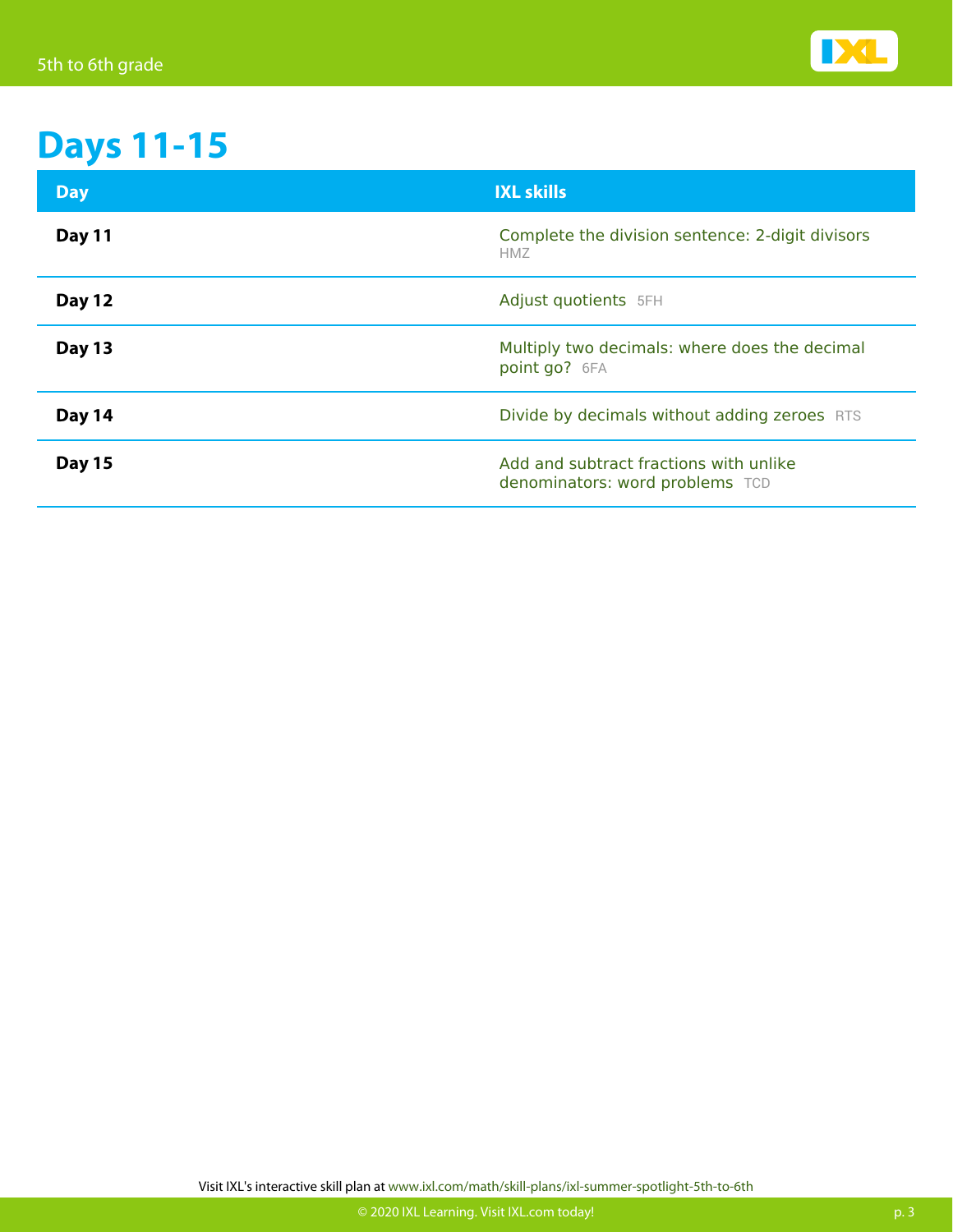# Days 11-15

| Day | IXL skills |
|---|---|
| **Day 11** | Complete the division sentence: 2-digit divisors HMZ |
| **Day 12** | Adjust quotients 5FH |
| **Day 13** | Multiply two decimals: where does the decimal point go? 6FA |
| **Day 14** | Divide by decimals without adding zeroes RTS |
| **Day 15** | Add and subtract fractions with unlike denominators: word problems TCD |

Visit IXL's interactive skill plan at www.ixl.com/math/skill-plans/ixl-summer-spotlight-5th-to-6th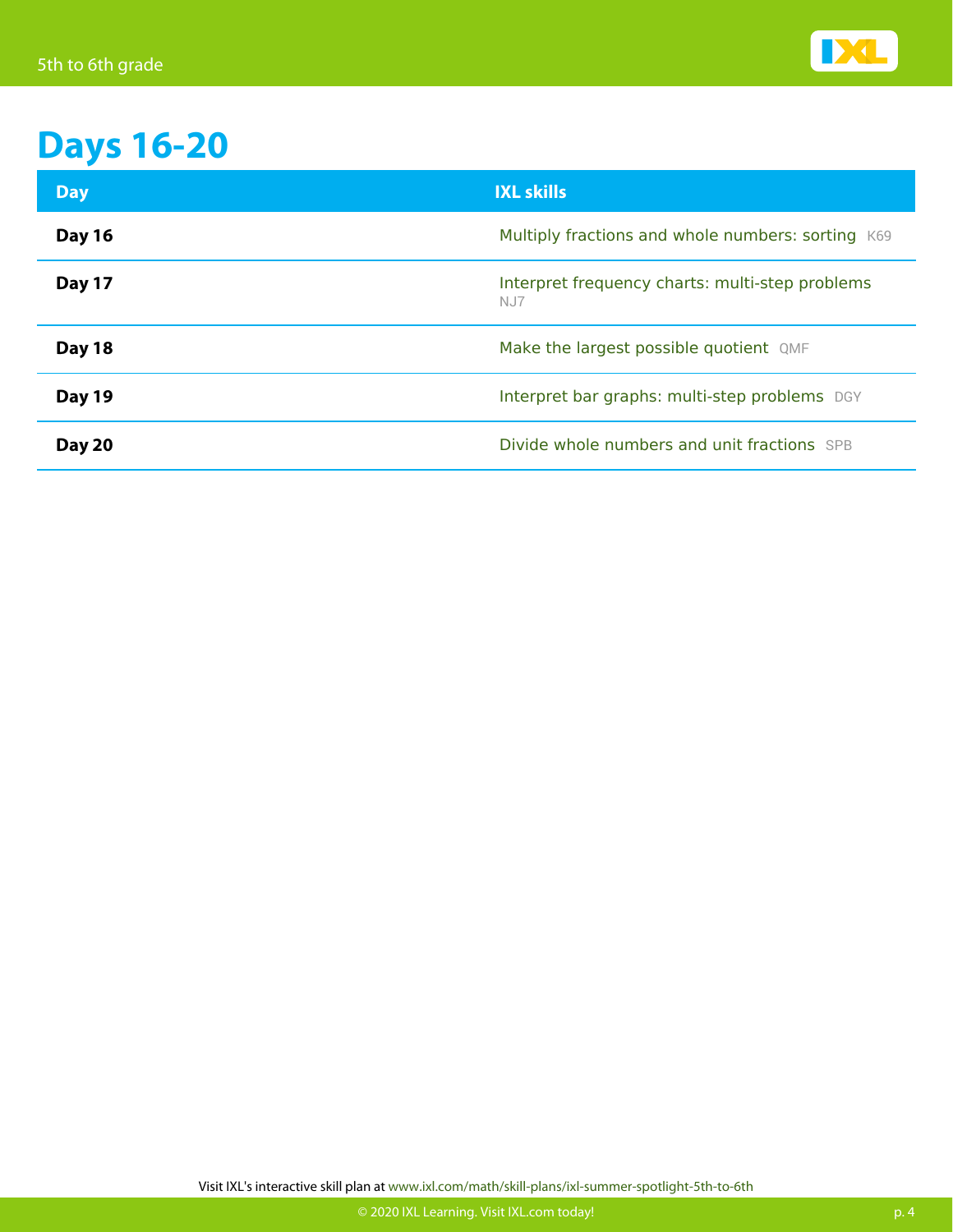# Days 16-20

| Day | IXL skills |
| --- | --- |
| **Day 16** | Multiply fractions and whole numbers: sorting K69 |
| **Day 17** | Interpret frequency charts: multi-step problems NJ7 |
| **Day 18** | Make the largest possible quotient QMF |
| **Day 19** | Interpret bar graphs: multi-step problems DGY |
| **Day 20** | Divide whole numbers and unit fractions SPB |

Visit IXL's interactive skill plan at www.ixl.com/math/skill-plans/ixl-summer-spotlight-5th-to-6th